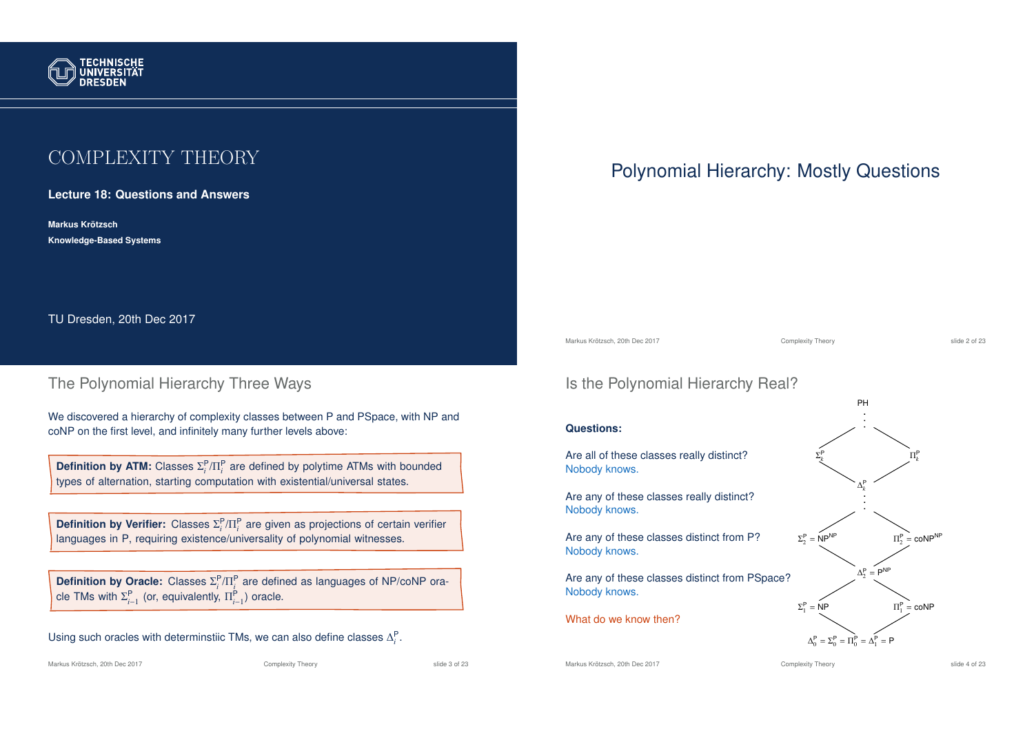# COMPLEXITY THEORY

**Lecture 18: Questions and Answers**

**Markus Krötzsch**

**Knowledge-Based Systems**

TU Dresden, 20th Dec 2017

# Polynomial Hierarchy: Mostly Questions

## The Polynomial Hierarchy Three Ways

We discovered a hierarchy of complexity classes between P and PSpace, with NP and coNP on the first level, and infinitely many further levels above:

**Definition by ATM:** Classes $\Sigma_i^{\mathrm{P}}/\Pi_i^{\mathrm{P}}$ are defined by polytime ATMs with bounded types of alternation, starting computation with existential/universal states.

**Definition by Verifier:** Classes $\Sigma_i^{\mathrm{P}}/\Pi_i^{\mathrm{P}}$ are given as projections of certain verifier languages in P, requiring existence/universality of polynomial witnesses.

**Definition by Oracle:** Classes $\Sigma_i^{\mathrm{P}}/\Pi_i^{\mathrm{P}}$ are defined as languages of NP/coNP oracle TMs with $\Sigma_{i-1}^{\mathrm{P}}$ (or, equivalently, $\Pi_{i-1}^{\mathrm{P}}$) oracle.

Using such oracles with determinstiic TMs, we can also define classes $\Delta_i^{\mathrm{P}}$.

## Is the Polynomial Hierarchy Real?

**Questions:**

Are all of these classes really distinct?
Nobody knows.

Are any of these classes really distinct?
Nobody knows.

Are any of these classes distinct from P?
Nobody knows.

Are any of these classes distinct from PSpace?
Nobody knows.

What do we know then?

PH

$\Sigma_k^{\mathrm{P}}$ $\Pi_k^{\mathrm{P}}$

$\Delta_k^{\mathrm{P}}$

$\Sigma_2^{\mathrm{P}} = \mathrm{NP}^{\mathrm{NP}}$ $\Pi_2^{\mathrm{P}} = \mathrm{coNP}^{\mathrm{NP}}$

$\Delta_2^{\mathrm{P}} = \mathrm{P}^{\mathrm{NP}}$

$\Sigma_1^{\mathrm{P}} = \mathrm{NP}$ $\Pi_1^{\mathrm{P}} = \mathrm{coNP}$

$\Delta_0^{\mathrm{P}} = \Sigma_0^{\mathrm{P}} = \Pi_0^{\mathrm{P}} = \Delta_1^{\mathrm{P}} = \mathrm{P}$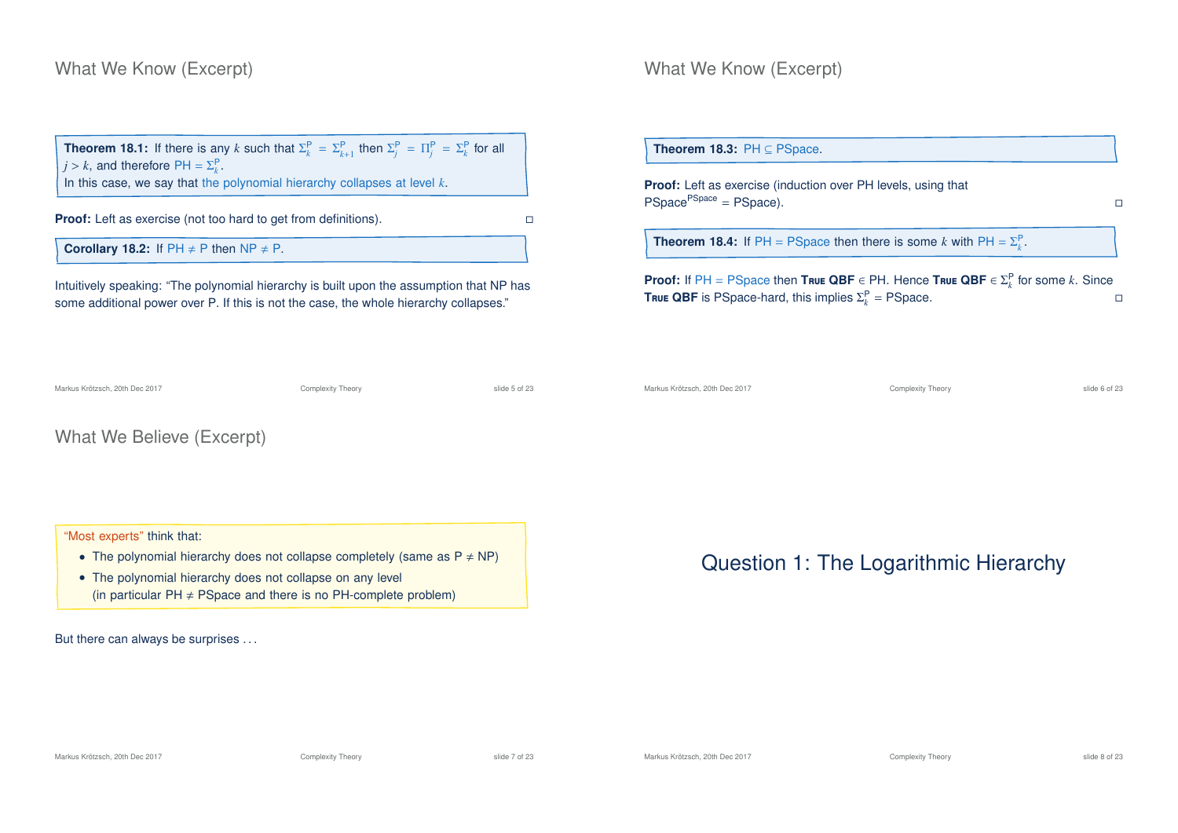## What We Know (Excerpt)

**Theorem 18.1:** If there is any $k$ such that $\Sigma_k^P = \Sigma_{k+1}^P$ then $\Sigma_j^P = \Pi_j^P = \Sigma_k^P$ for all $j > k$, and therefore $PH = \Sigma_k^P$.
In this case, we say that the polynomial hierarchy collapses at level $k$.

**Proof:** Left as exercise (not too hard to get from definitions). □

**Corollary 18.2:** If PH ≠ P then NP ≠ P.

Intuitively speaking: "The polynomial hierarchy is built upon the assumption that NP has some additional power over P. If this is not the case, the whole hierarchy collapses."

## What We Know (Excerpt)

**Theorem 18.3:** PH ⊆ PSpace.

**Proof:** Left as exercise (induction over PH levels, using that $\text{PSpace}^{\text{PSpace}} = \text{PSpace}$). □

**Theorem 18.4:** If PH = PSpace then there is some $k$ with $PH = \Sigma_k^P$.

**Proof:** If PH = PSpace then **True QBF** ∈ PH. Hence **True QBF** $\in \Sigma_k^P$ for some $k$. Since **True QBF** is PSpace-hard, this implies $\Sigma_k^P = \text{PSpace}$. □

## What We Believe (Excerpt)

"Most experts" think that:

- The polynomial hierarchy does not collapse completely (same as P ≠ NP)
- The polynomial hierarchy does not collapse on any level (in particular PH ≠ PSpace and there is no PH-complete problem)

But there can always be surprises . . .

# Question 1: The Logarithmic Hierarchy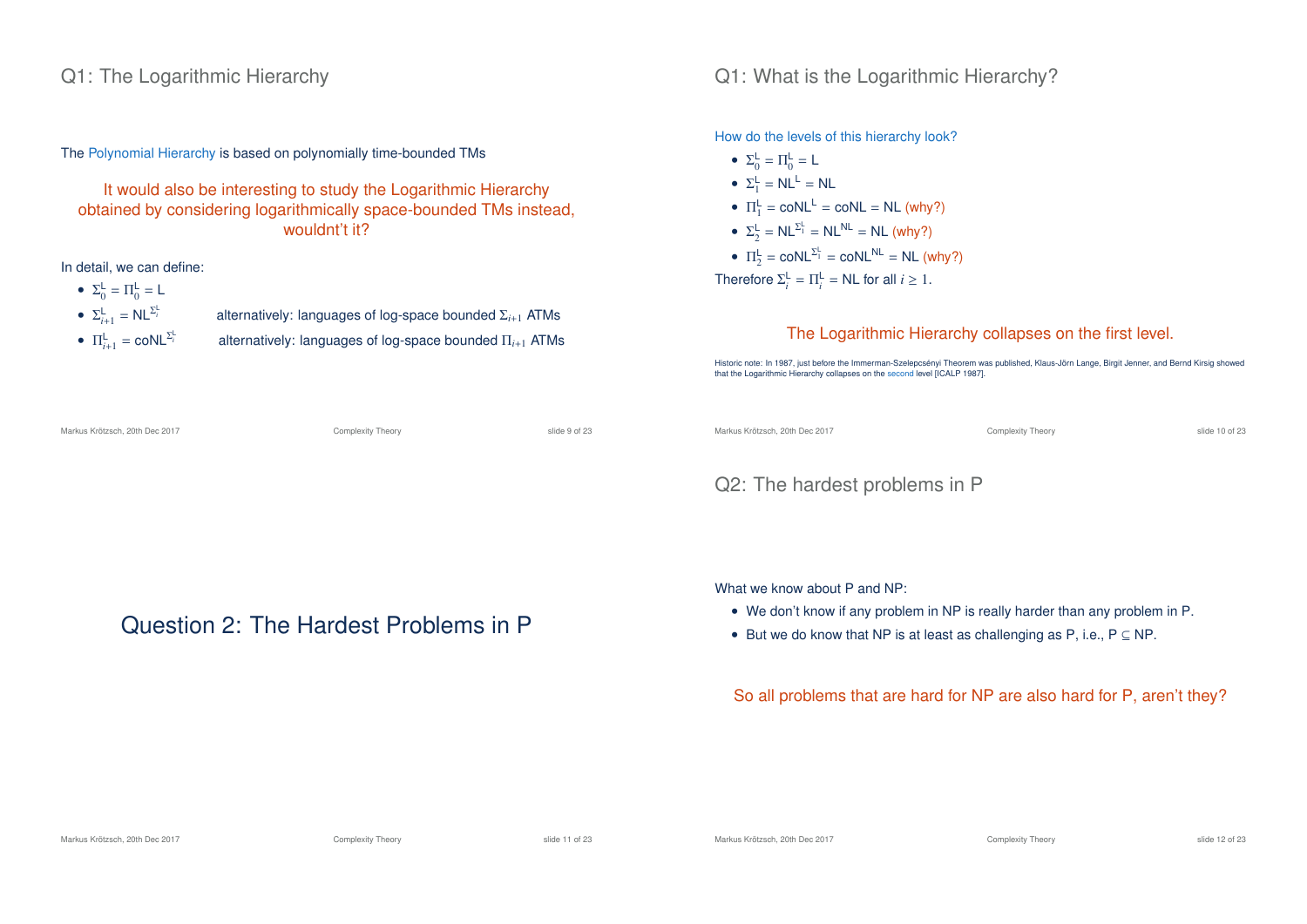## Q1: The Logarithmic Hierarchy

The Polynomial Hierarchy is based on polynomially time-bounded TMs

It would also be interesting to study the Logarithmic Hierarchy obtained by considering logarithmically space-bounded TMs instead, wouldn't it?

In detail, we can define:

- $\Sigma_0^{\mathsf{L}} = \Pi_0^{\mathsf{L}} = \mathsf{L}$
- $\Sigma_{i+1}^{\mathsf{L}} = \mathsf{NL}^{\Sigma_i^{\mathsf{L}}}$ alternatively: languages of log-space bounded $\Sigma_{i+1}$ ATMs
- $\Pi_{i+1}^{\mathsf{L}} = \mathsf{coNL}^{\Sigma_i^{\mathsf{L}}}$ alternatively: languages of log-space bounded $\Pi_{i+1}$ ATMs

## Q1: What is the Logarithmic Hierarchy?

How do the levels of this hierarchy look?

- $\Sigma_0^{\mathsf{L}} = \Pi_0^{\mathsf{L}} = \mathsf{L}$
- $\Sigma_1^{\mathsf{L}} = \mathsf{NL}^{\mathsf{L}} = \mathsf{NL}$
- $\Pi_1^{\mathsf{L}} = \mathsf{coNL}^{\mathsf{L}} = \mathsf{coNL} = \mathsf{NL}$ (why?)
- $\Sigma_2^{\mathsf{L}} = \mathsf{NL}^{\Sigma_1^{\mathsf{L}}} = \mathsf{NL}^{\mathsf{NL}} = \mathsf{NL}$ (why?)
- $\Pi_2^{\mathsf{L}} = \mathsf{coNL}^{\Sigma_1^{\mathsf{L}}} = \mathsf{coNL}^{\mathsf{NL}} = \mathsf{NL}$ (why?)

Therefore $\Sigma_i^{\mathsf{L}} = \Pi_i^{\mathsf{L}} = \mathsf{NL}$ for all $i \geq 1$.

The Logarithmic Hierarchy collapses on the first level.

Historic note: In 1987, just before the Immerman-Szelepcsényi Theorem was published, Klaus-Jörn Lange, Birgit Jenner, and Bernd Kirsig showed that the Logarithmic Hierarchy collapses on the second level [ICALP 1987].

# Question 2: The Hardest Problems in P

## Q2: The hardest problems in P

What we know about P and NP:

- We don't know if any problem in NP is really harder than any problem in P.
- But we do know that NP is at least as challenging as P, i.e., $\mathsf{P} \subseteq \mathsf{NP}$.

So all problems that are hard for NP are also hard for P, aren't they?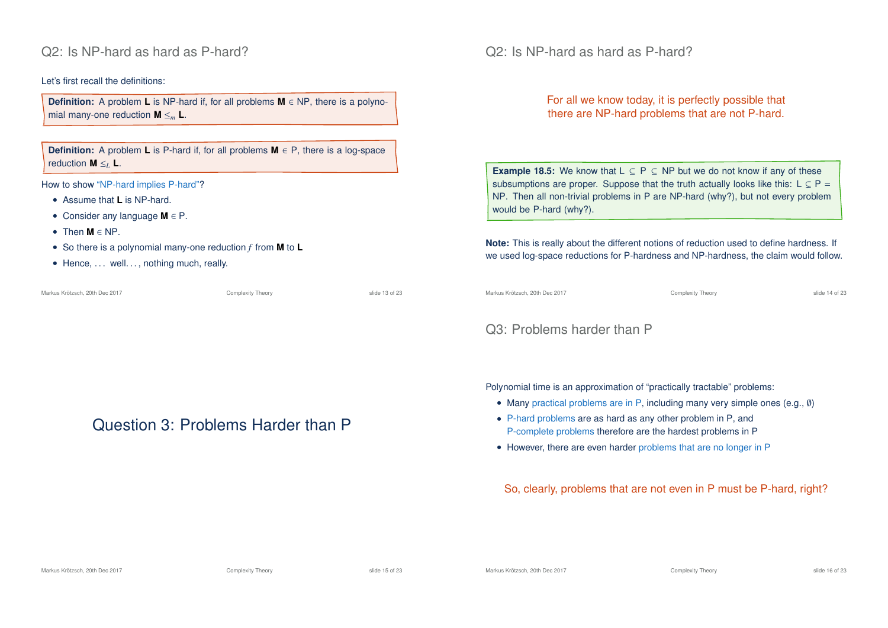## Q2: Is NP-hard as hard as P-hard?

Let's first recall the definitions:

**Definition:** A problem **L** is NP-hard if, for all problems **M** $\in$ NP, there is a polynomial many-one reduction **M** $\leq_m$ **L**.

**Definition:** A problem **L** is P-hard if, for all problems **M** $\in$ P, there is a log-space reduction **M** $\leq_L$ **L**.

How to show "NP-hard implies P-hard"?

- Assume that **L** is NP-hard.
- Consider any language **M** $\in$ P.
- Then **M** $\in$ NP.
- So there is a polynomial many-one reduction $f$ from **M** to **L**
- Hence, . . . well. . . , nothing much, really.

## Q2: Is NP-hard as hard as P-hard?

For all we know today, it is perfectly possible that there are NP-hard problems that are not P-hard.

**Example 18.5:** We know that L $\subseteq$ P $\subseteq$ NP but we do not know if any of these subsumptions are proper. Suppose that the truth actually looks like this: L $\subsetneq$ P = NP. Then all non-trivial problems in P are NP-hard (why?), but not every problem would be P-hard (why?).

**Note:** This is really about the different notions of reduction used to define hardness. If we used log-space reductions for P-hardness and NP-hardness, the claim would follow.

# Question 3: Problems Harder than P

## Q3: Problems harder than P

Polynomial time is an approximation of "practically tractable" problems:

- Many practical problems are in P, including many very simple ones (e.g., $\emptyset$)
- P-hard problems are as hard as any other problem in P, and P-complete problems therefore are the hardest problems in P
- However, there are even harder problems that are no longer in P

So, clearly, problems that are not even in P must be P-hard, right?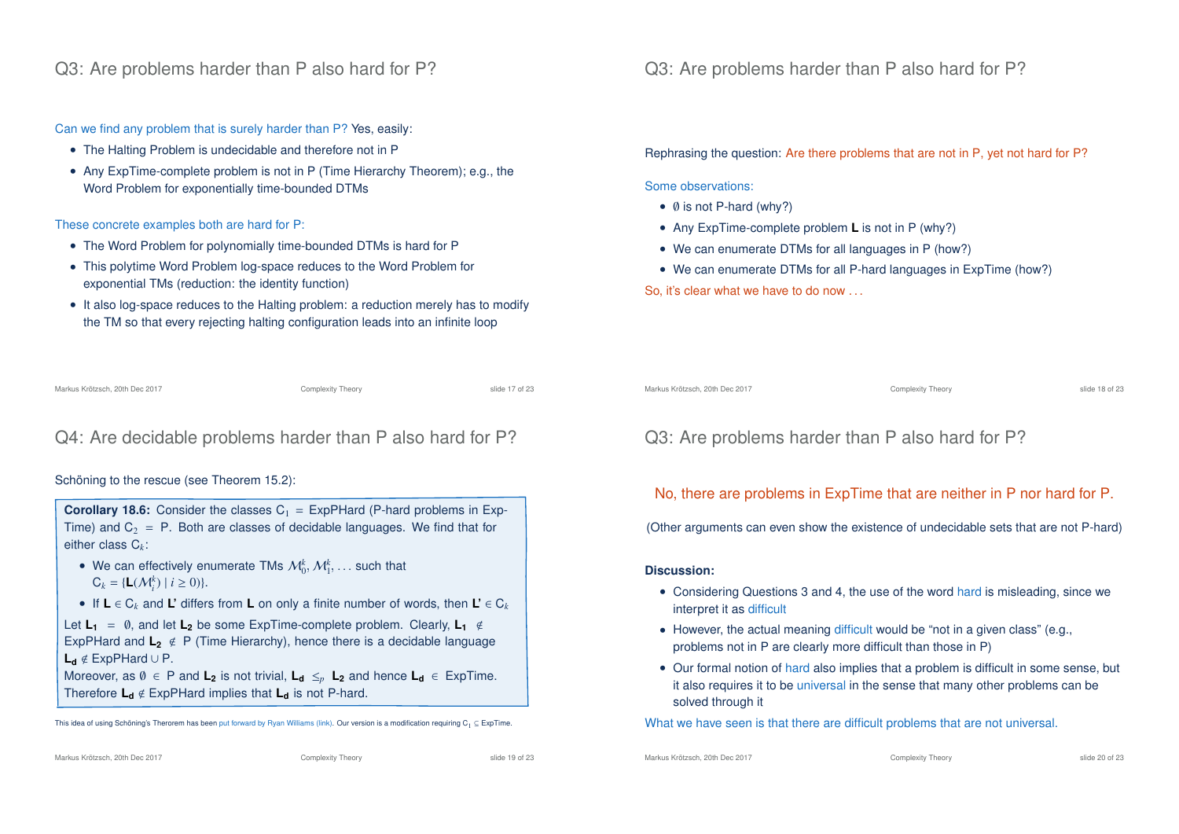## Q3: Are problems harder than P also hard for P?

Can we find any problem that is surely harder than P? Yes, easily:

- The Halting Problem is undecidable and therefore not in P
- Any ExpTime-complete problem is not in P (Time Hierarchy Theorem); e.g., the Word Problem for exponentially time-bounded DTMs

These concrete examples both are hard for P:

- The Word Problem for polynomially time-bounded DTMs is hard for P
- This polytime Word Problem log-space reduces to the Word Problem for exponential TMs (reduction: the identity function)
- It also log-space reduces to the Halting problem: a reduction merely has to modify the TM so that every rejecting halting configuration leads into an infinite loop

## Q3: Are problems harder than P also hard for P?

Rephrasing the question: Are there problems that are not in P, yet not hard for P?

Some observations:

- $\emptyset$ is not P-hard (why?)
- Any ExpTime-complete problem **L** is not in P (why?)
- We can enumerate DTMs for all languages in P (how?)
- We can enumerate DTMs for all P-hard languages in ExpTime (how?)

So, it's clear what we have to do now . . .

## Q4: Are decidable problems harder than P also hard for P?

Schöning to the rescue (see Theorem 15.2):

**Corollary 18.6:** Consider the classes $C_1$ = ExpPHard (P-hard problems in ExpTime) and $C_2$ = P. Both are classes of decidable languages. We find that for either class $C_k$:

- We can effectively enumerate TMs $\mathcal{M}_0^k, \mathcal{M}_1^k, \ldots$ such that $C_k = \{\mathbf{L}(\mathcal{M}_i^k) \mid i \geq 0\}$.
- If $\mathbf{L} \in C_k$ and **L'** differs from **L** on only a finite number of words, then $\mathbf{L'} \in C_k$

Let $\mathbf{L_1} = \emptyset$, and let $\mathbf{L_2}$ be some ExpTime-complete problem. Clearly, $\mathbf{L_1} \notin$ ExpPHard and $\mathbf{L_2} \notin$ P (Time Hierarchy), hence there is a decidable language $\mathbf{L_d} \notin$ ExpPHard $\cup$ P.
Moreover, as $\emptyset \in$ P and $\mathbf{L_2}$ is not trivial, $\mathbf{L_d} \leq_p \mathbf{L_2}$ and hence $\mathbf{L_d} \in$ ExpTime.
Therefore $\mathbf{L_d} \notin$ ExpPHard implies that $\mathbf{L_d}$ is not P-hard.

This idea of using Schöning's Therorem has been put forward by Ryan Williams (link). Our version is a modification requiring $C_1 \subseteq$ ExpTime.

## Q3: Are problems harder than P also hard for P?

No, there are problems in ExpTime that are neither in P nor hard for P.

(Other arguments can even show the existence of undecidable sets that are not P-hard)

**Discussion:**

- Considering Questions 3 and 4, the use of the word hard is misleading, since we interpret it as difficult
- However, the actual meaning difficult would be "not in a given class" (e.g., problems not in P are clearly more difficult than those in P)
- Our formal notion of hard also implies that a problem is difficult in some sense, but it also requires it to be universal in the sense that many other problems can be solved through it

What we have seen is that there are difficult problems that are not universal.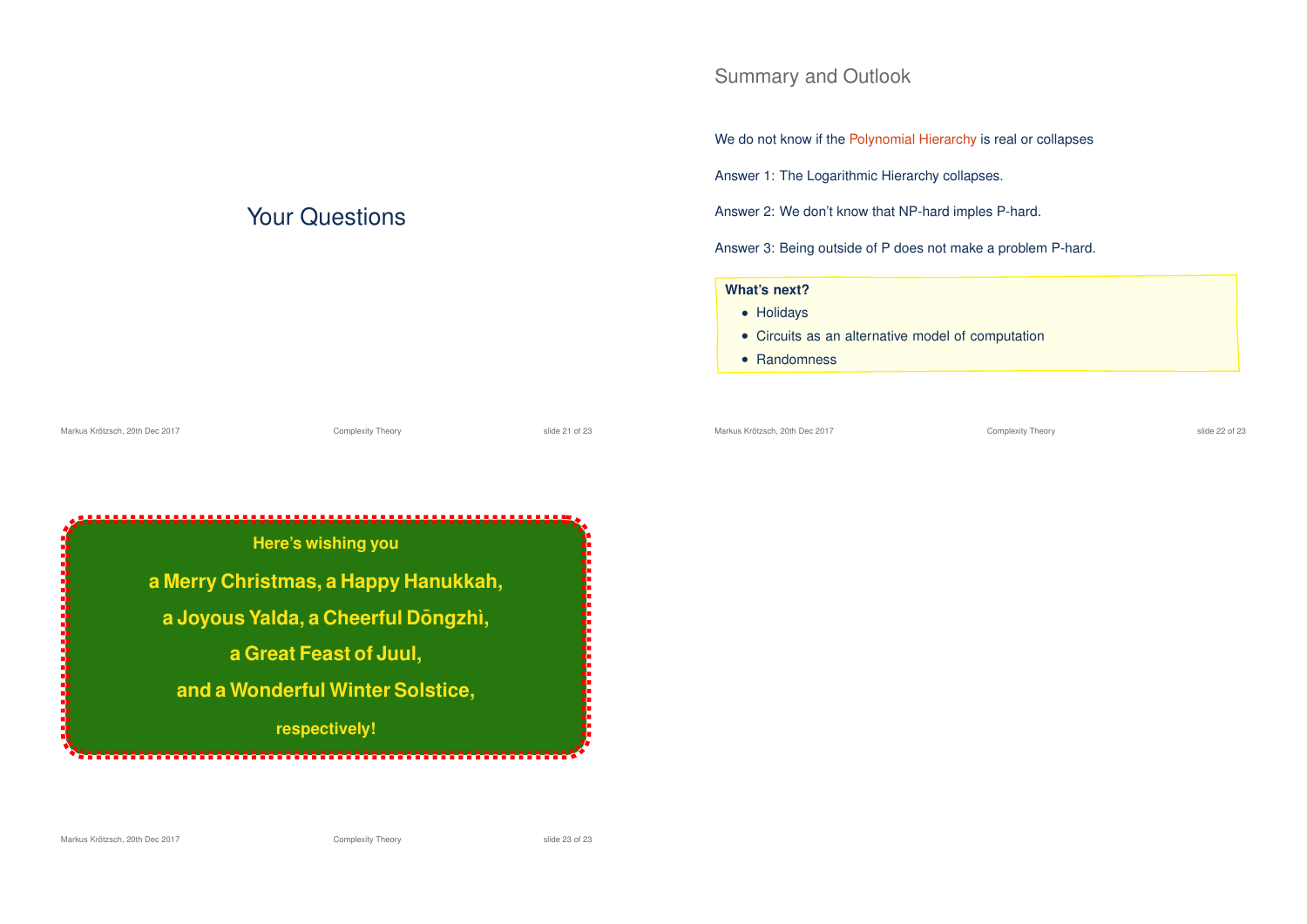# Your Questions

## Summary and Outlook

We do not know if the Polynomial Hierarchy is real or collapses

Answer 1: The Logarithmic Hierarchy collapses.

Answer 2: We don't know that NP-hard imples P-hard.

Answer 3: Being outside of P does not make a problem P-hard.

**What's next?**

- Holidays
- Circuits as an alternative model of computation
- Randomness

**Here's wishing you**

**a Merry Christmas, a Happy Hanukkah,**

**a Joyous Yalda, a Cheerful Dōngzhì,**

**a Great Feast of Juul,**

**and a Wonderful Winter Solstice,**

**respectively!**